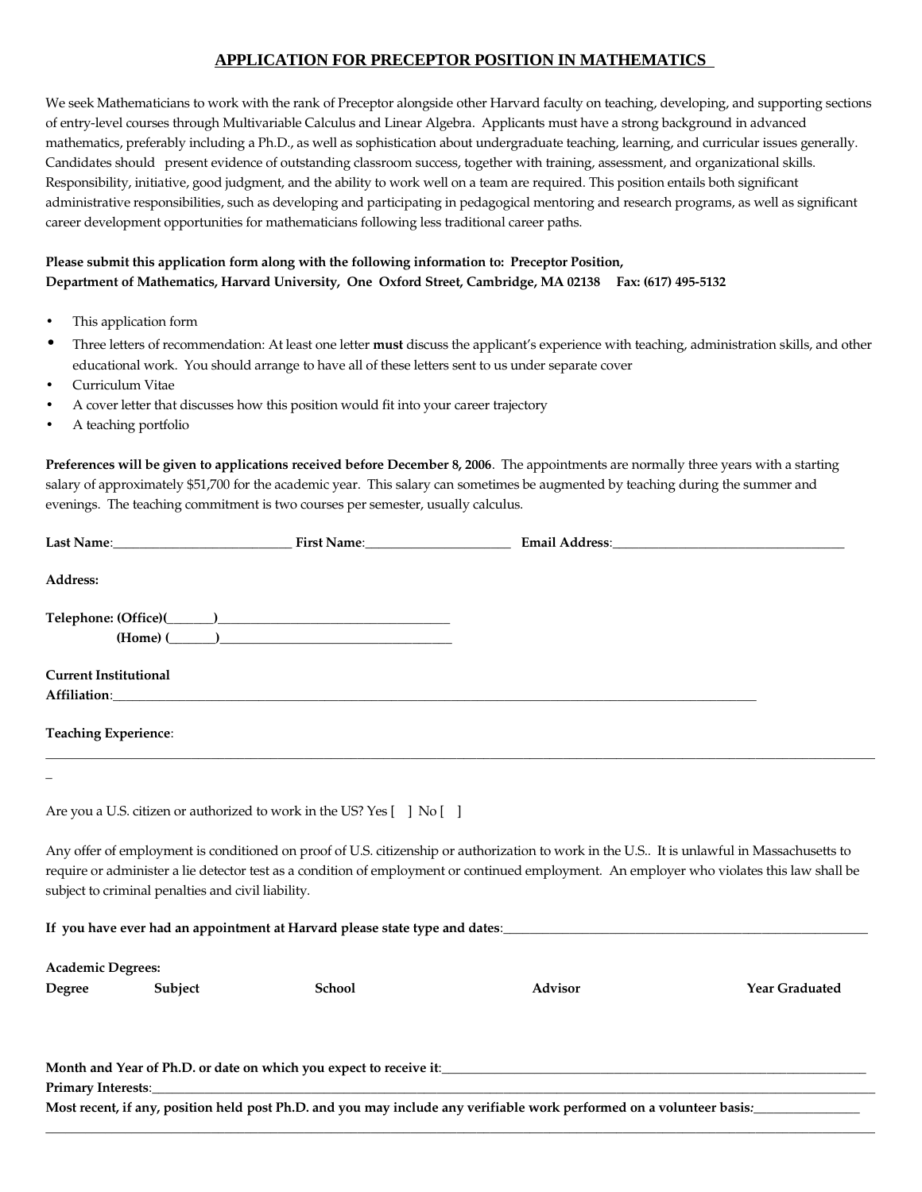# APPLICATION FOR PRECEPTOR POSITION IN MATHEMATICS

We seek Mathematicians to work with the rank of Preceptor alongside other Harvard faculty on teaching, developing, and supporting sections of entry-level courses through Multivariable Calculus and Linear Algebra. Applicants must have a strong background in advanced mathematics, preferably including a Ph.D., as well as sophistication about undergraduate teaching, learning, and curricular issues generally. Candidates should present evidence of outstanding classroom success, together with training, assessment, and organizational skills. Responsibility, initiative, good judgment, and the ability to work well on a team are required. This position entails both significant administrative responsibilities, such as developing and participating in pedagogical mentoring and research programs, as well as significant career development opportunities for mathematicians following less traditional career paths.

**Please submit this application form along with the following information to: Preceptor Position, Department of Mathematics, Harvard University, One Oxford Street, Cambridge, MA 02138 Fax: (617) 495-5132**

- This application form
- Three letters of recommendation: At least one letter **must** discuss the applicant's experience with teaching, administration skills, and other educational work. You should arrange to have all of these letters sent to us under separate cover
- Curriculum Vitae
- A cover letter that discusses how this position would fit into your career trajectory
- A teaching portfolio

**Preferences will be given to applications received before December 8, 2006**. The appointments are normally three years with a starting salary of approximately $51,700 for the academic year. This salary can sometimes be augmented by teaching during the summer and evenings. The teaching commitment is two courses per semester, usually calculus.

**Last Name**:___________________________ **First Name**:______________________ **Email Address**:___________________________________

**Address:**

**Telephone: (Office)(_______)**__________________________________

**(Home) (_______)**__________________________________

**Current Institutional Affiliation**:_______________________________________________________________________________________________

**Teaching Experience**:

______________________________________________________________________________________________________________________

Are you a U.S. citizen or authorized to work in the US? Yes [ ] No [ ]

Any offer of employment is conditioned on proof of U.S. citizenship or authorization to work in the U.S.. It is unlawful in Massachusetts to require or administer a lie detector test as a condition of employment or continued employment. An employer who violates this law shall be subject to criminal penalties and civil liability.

**If you have ever had an appointment at Harvard please state type and dates**:_________________________________________________________

**Academic Degrees:**

| Degree | Subject | School | Advisor | Year Graduated |
| --- | --- | --- | --- | --- |
| | | | | |

**Month and Year of Ph.D. or date on which you expect to receive it**:___________________________________________________________________

**Primary Interests**:______________________________________________________________________________________________________

**Most recent, if any, position held post Ph.D. and you may include any verifiable work performed on a volunteer basis:**_______________

______________________________________________________________________________________________________________________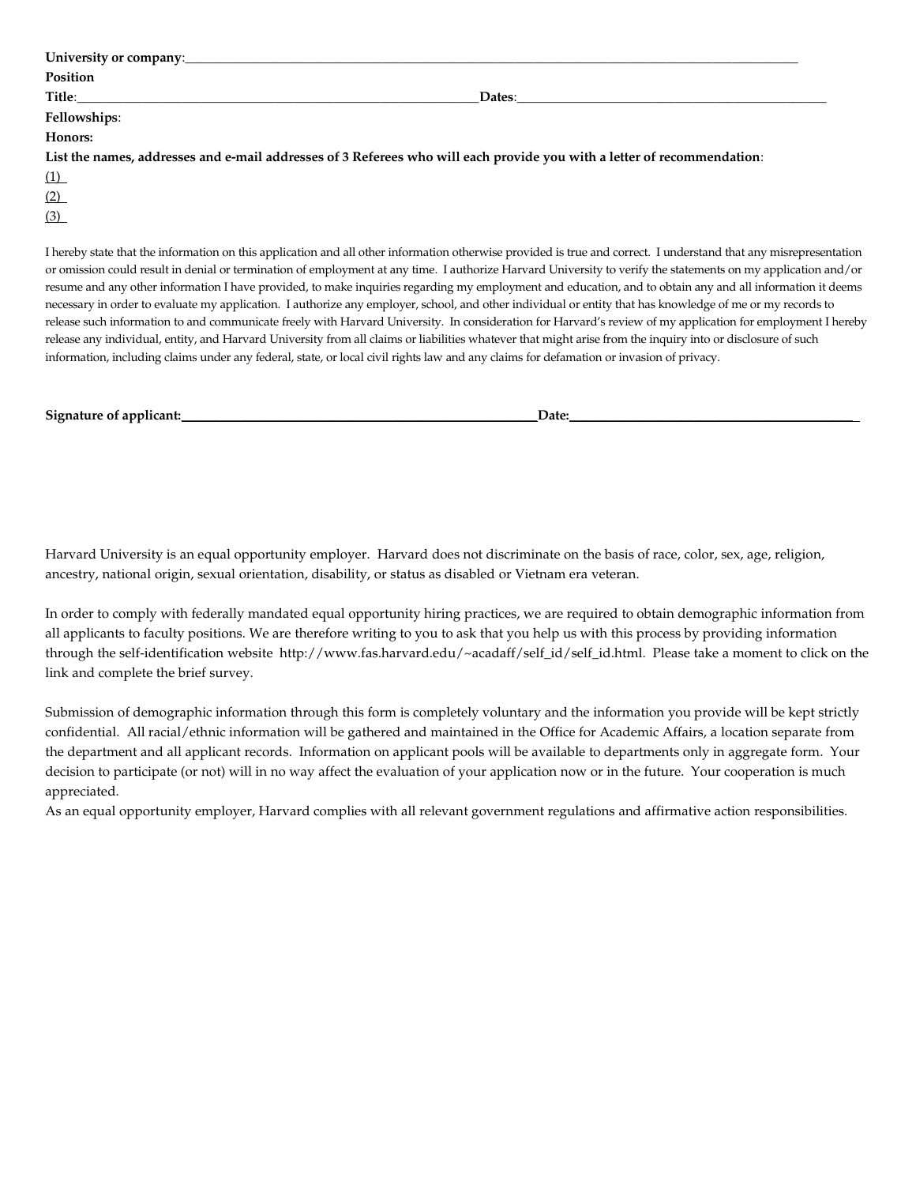**University or company**:\_\_\_\_\_\_\_\_\_\_\_\_\_\_\_\_\_\_\_\_\_\_\_\_\_\_\_\_\_\_\_\_\_\_\_\_\_\_\_\_\_\_\_\_\_\_\_\_\_\_\_\_\_\_\_\_\_\_\_\_

**Position**

**Title**:\_\_\_\_\_\_\_\_\_\_\_\_\_\_\_\_\_\_\_\_\_\_\_\_\_\_\_\_\_\_\_\_\_\_\_\_\_\_\_\_ **Dates**:\_\_\_\_\_\_\_\_\_\_\_\_\_\_\_\_\_\_\_\_\_\_\_\_\_\_\_\_\_\_\_\_

**Fellowships**:

**Honors:**

**List the names, addresses and e-mail addresses of 3 Referees who will each provide you with a letter of recommendation**:

(1)

(2)

(3)

I hereby state that the information on this application and all other information otherwise provided is true and correct. I understand that any misrepresentation or omission could result in denial or termination of employment at any time. I authorize Harvard University to verify the statements on my application and/or resume and any other information I have provided, to make inquiries regarding my employment and education, and to obtain any and all information it deems necessary in order to evaluate my application. I authorize any employer, school, and other individual or entity that has knowledge of me or my records to release such information to and communicate freely with Harvard University. In consideration for Harvard's review of my application for employment I hereby release any individual, entity, and Harvard University from all claims or liabilities whatever that might arise from the inquiry into or disclosure of such information, including claims under any federal, state, or local civil rights law and any claims for defamation or invasion of privacy.

**Signature of applicant:**\_\_\_\_\_\_\_\_\_\_\_\_\_\_\_\_\_\_\_\_\_\_\_\_\_\_\_\_\_\_\_\_\_\_\_\_**Date:**\_\_\_\_\_\_\_\_\_\_\_\_\_\_\_\_\_\_\_\_\_\_\_\_\_\_\_\_\_\_

Harvard University is an equal opportunity employer. Harvard does not discriminate on the basis of race, color, sex, age, religion, ancestry, national origin, sexual orientation, disability, or status as disabled or Vietnam era veteran.

In order to comply with federally mandated equal opportunity hiring practices, we are required to obtain demographic information from all applicants to faculty positions. We are therefore writing to you to ask that you help us with this process by providing information through the self-identification website http://www.fas.harvard.edu/~acadaff/self_id/self_id.html. Please take a moment to click on the link and complete the brief survey.

Submission of demographic information through this form is completely voluntary and the information you provide will be kept strictly confidential. All racial/ethnic information will be gathered and maintained in the Office for Academic Affairs, a location separate from the department and all applicant records. Information on applicant pools will be available to departments only in aggregate form. Your decision to participate (or not) will in no way affect the evaluation of your application now or in the future. Your cooperation is much appreciated.

As an equal opportunity employer, Harvard complies with all relevant government regulations and affirmative action responsibilities.